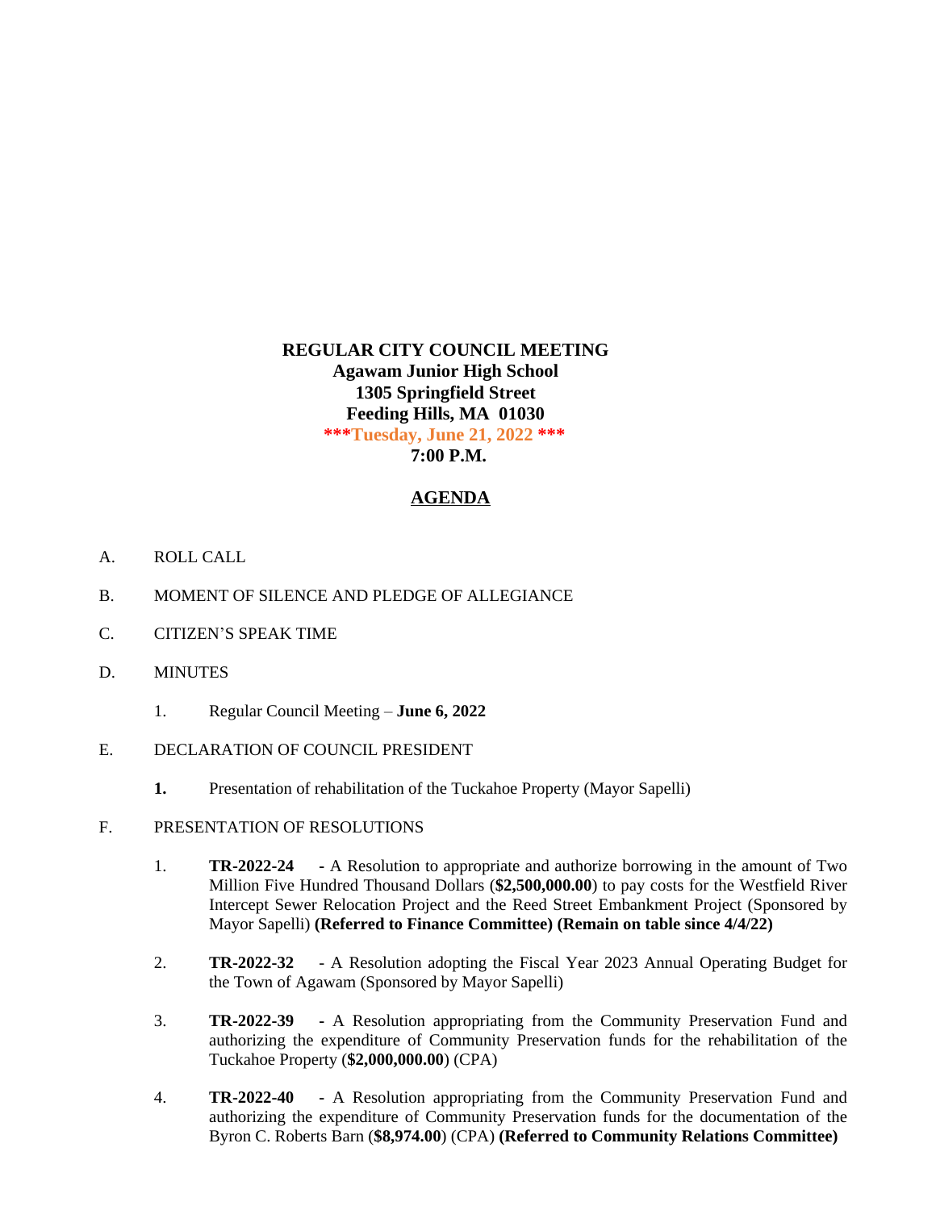**REGULAR CITY COUNCIL MEETING**
**Agawam Junior High School**
**1305 Springfield Street**
**Feeding Hills, MA 01030**
**\*\*\*Tuesday, June 21, 2022 \*\*\***
**7:00 P.M.**

## AGENDA

A. ROLL CALL

B. MOMENT OF SILENCE AND PLEDGE OF ALLEGIANCE

C. CITIZEN'S SPEAK TIME

D. MINUTES

1. Regular Council Meeting – **June 6, 2022**

E. DECLARATION OF COUNCIL PRESIDENT

**1.** Presentation of rehabilitation of the Tuckahoe Property (Mayor Sapelli)

F. PRESENTATION OF RESOLUTIONS

1. **TR-2022-24 -** A Resolution to appropriate and authorize borrowing in the amount of Two Million Five Hundred Thousand Dollars (**$2,500,000.00**) to pay costs for the Westfield River Intercept Sewer Relocation Project and the Reed Street Embankment Project (Sponsored by Mayor Sapelli) **(Referred to Finance Committee) (Remain on table since 4/4/22)**

2. **TR-2022-32** - A Resolution adopting the Fiscal Year 2023 Annual Operating Budget for the Town of Agawam (Sponsored by Mayor Sapelli)

3. **TR-2022-39 -** A Resolution appropriating from the Community Preservation Fund and authorizing the expenditure of Community Preservation funds for the rehabilitation of the Tuckahoe Property (**$2,000,000.00**) (CPA)

4. **TR-2022-40 -** A Resolution appropriating from the Community Preservation Fund and authorizing the expenditure of Community Preservation funds for the documentation of the Byron C. Roberts Barn (**$8,974.00**) (CPA) **(Referred to Community Relations Committee)**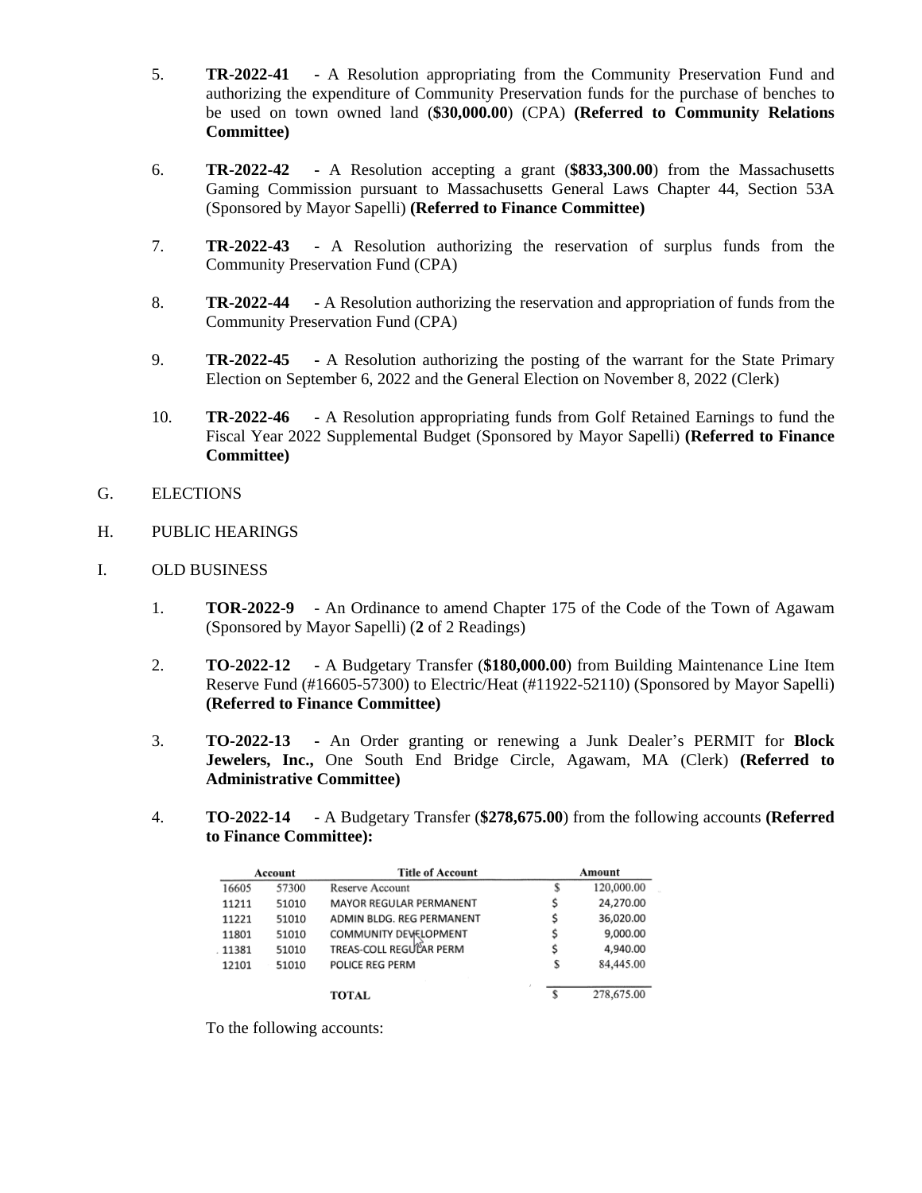5. **TR-2022-41** - A Resolution appropriating from the Community Preservation Fund and authorizing the expenditure of Community Preservation funds for the purchase of benches to be used on town owned land (**$30,000.00**) (CPA) **(Referred to Community Relations Committee)**

6. **TR-2022-42** - A Resolution accepting a grant (**$833,300.00**) from the Massachusetts Gaming Commission pursuant to Massachusetts General Laws Chapter 44, Section 53A (Sponsored by Mayor Sapelli) **(Referred to Finance Committee)**

7. **TR-2022-43** - A Resolution authorizing the reservation of surplus funds from the Community Preservation Fund (CPA)

8. **TR-2022-44** - A Resolution authorizing the reservation and appropriation of funds from the Community Preservation Fund (CPA)

9. **TR-2022-45** - A Resolution authorizing the posting of the warrant for the State Primary Election on September 6, 2022 and the General Election on November 8, 2022 (Clerk)

10. **TR-2022-46** - A Resolution appropriating funds from Golf Retained Earnings to fund the Fiscal Year 2022 Supplemental Budget (Sponsored by Mayor Sapelli) **(Referred to Finance Committee)**

G. ELECTIONS

H. PUBLIC HEARINGS

I. OLD BUSINESS

1. **TOR-2022-9** - An Ordinance to amend Chapter 175 of the Code of the Town of Agawam (Sponsored by Mayor Sapelli) (**2** of 2 Readings)

2. **TO-2022-12** - A Budgetary Transfer (**$180,000.00**) from Building Maintenance Line Item Reserve Fund (#16605-57300) to Electric/Heat (#11922-52110) (Sponsored by Mayor Sapelli) **(Referred to Finance Committee)**

3. **TO-2022-13** - An Order granting or renewing a Junk Dealer's PERMIT for **Block Jewelers, Inc.,** One South End Bridge Circle, Agawam, MA (Clerk) **(Referred to Administrative Committee)**

4. **TO-2022-14** - A Budgetary Transfer (**$278,675.00**) from the following accounts **(Referred to Finance Committee):**

| Account | | Title of Account | Amount |
|---|---|---|---|
| 16605 | 57300 | Reserve Account | $ 120,000.00 |
| 11211 | 51010 | MAYOR REGULAR PERMANENT | $ 24,270.00 |
| 11221 | 51010 | ADMIN BLDG. REG PERMANENT | $ 36,020.00 |
| 11801 | 51010 | COMMUNITY DEVELOPMENT | $ 9,000.00 |
| 11381 | 51010 | TREAS-COLL REGULAR PERM | $ 4,940.00 |
| 12101 | 51010 | POLICE REG PERM | $ 84,445.00 |
| | | **TOTAL** | $ 278,675.00 |

To the following accounts: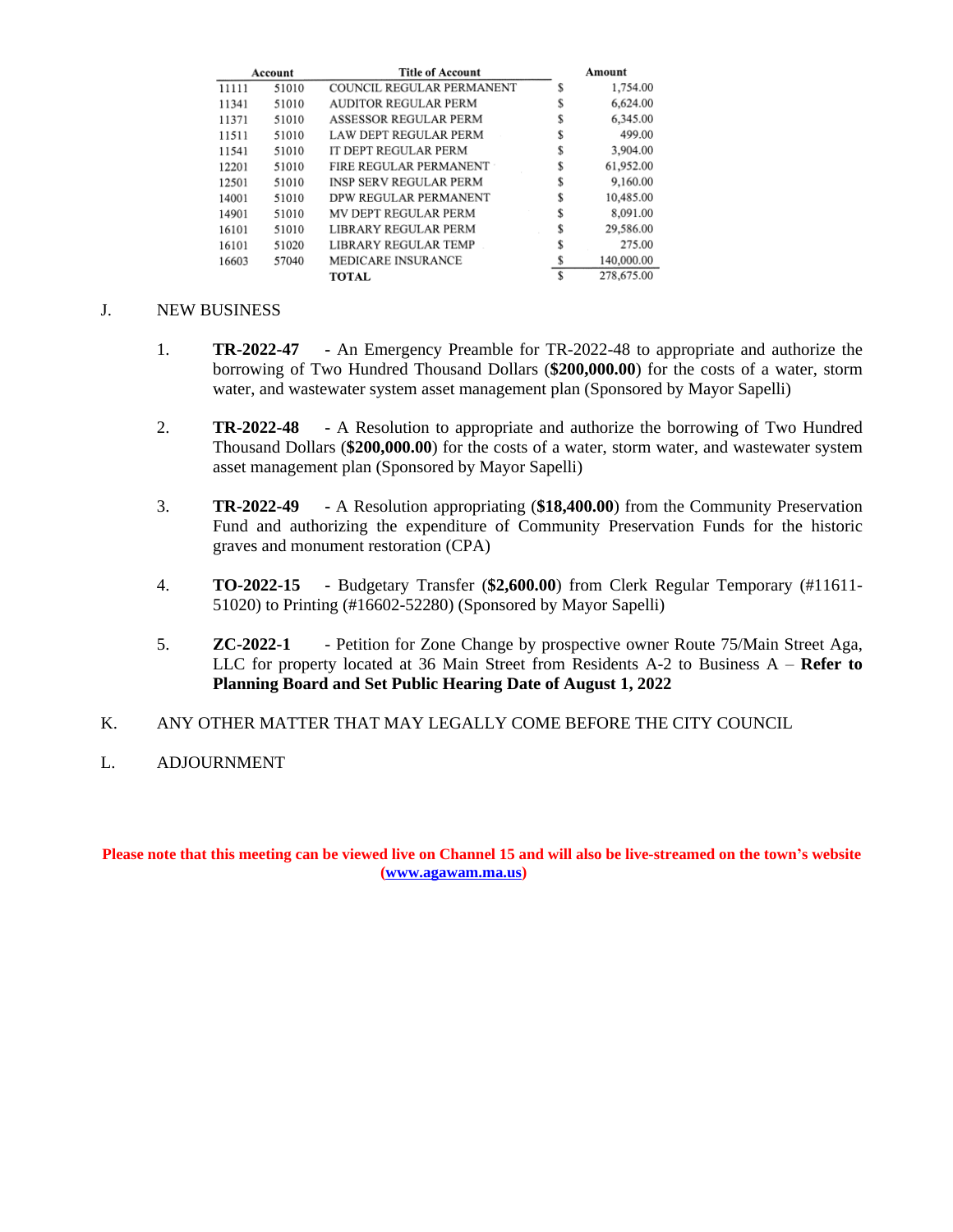| Account | | Title of Account | Amount |
|---|---|---|---|
| 11111 | 51010 | COUNCIL REGULAR PERMANENT | $ 1,754.00 |
| 11341 | 51010 | AUDITOR REGULAR PERM | $ 6,624.00 |
| 11371 | 51010 | ASSESSOR REGULAR PERM | $ 6,345.00 |
| 11511 | 51010 | LAW DEPT REGULAR PERM | $ 499.00 |
| 11541 | 51010 | IT DEPT REGULAR PERM | $ 3,904.00 |
| 12201 | 51010 | FIRE REGULAR PERMANENT | $ 61,952.00 |
| 12501 | 51010 | INSP SERV REGULAR PERM | $ 9,160.00 |
| 14001 | 51010 | DPW REGULAR PERMANENT | $ 10,485.00 |
| 14901 | 51010 | MV DEPT REGULAR PERM | $ 8,091.00 |
| 16101 | 51010 | LIBRARY REGULAR PERM | $ 29,586.00 |
| 16101 | 51020 | LIBRARY REGULAR TEMP | $ 275.00 |
| 16603 | 57040 | MEDICARE INSURANCE | $ 140,000.00 |
| | | **TOTAL** | $ 278,675.00 |

J. NEW BUSINESS

1. **TR-2022-47** **-** An Emergency Preamble for TR-2022-48 to appropriate and authorize the borrowing of Two Hundred Thousand Dollars (**$200,000.00**) for the costs of a water, storm water, and wastewater system asset management plan (Sponsored by Mayor Sapelli)

2. **TR-2022-48** **-** A Resolution to appropriate and authorize the borrowing of Two Hundred Thousand Dollars (**$200,000.00**) for the costs of a water, storm water, and wastewater system asset management plan (Sponsored by Mayor Sapelli)

3. **TR-2022-49** **-** A Resolution appropriating (**$18,400.00**) from the Community Preservation Fund and authorizing the expenditure of Community Preservation Funds for the historic graves and monument restoration (CPA)

4. **TO-2022-15** **-** Budgetary Transfer (**$2,600.00**) from Clerk Regular Temporary (#11611-51020) to Printing (#16602-52280) (Sponsored by Mayor Sapelli)

5. **ZC-2022-1** - Petition for Zone Change by prospective owner Route 75/Main Street Aga, LLC for property located at 36 Main Street from Residents A-2 to Business A – **Refer to Planning Board and Set Public Hearing Date of August 1, 2022**

K. ANY OTHER MATTER THAT MAY LEGALLY COME BEFORE THE CITY COUNCIL

L. ADJOURNMENT

**Please note that this meeting can be viewed live on Channel 15 and will also be live-streamed on the town's website (www.agawam.ma.us)**